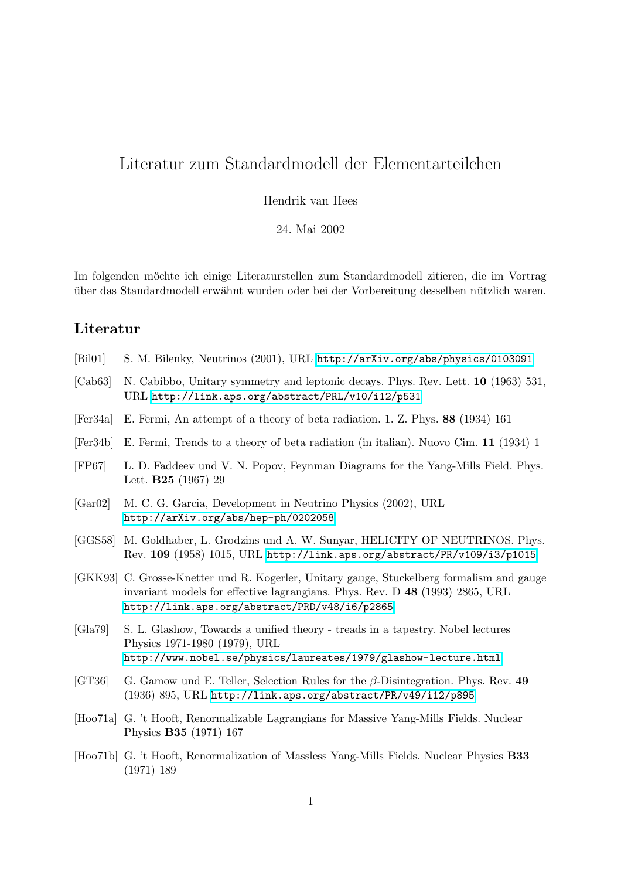# Literatur zum Standardmodell der Elementarteilchen

Hendrik van Hees

24. Mai 2002

Im folgenden möchte ich einige Literaturstellen zum Standardmodell zitieren, die im Vortrag über das Standardmodell erwähnt wurden oder bei der Vorbereitung desselben nützlich waren.

## Literatur

[Bil01] S. M. Bilenky, Neutrinos (2001), URL http://arXiv.org/abs/physics/0103091

[Cab63] N. Cabibbo, Unitary symmetry and leptonic decays. Phys. Rev. Lett. **10** (1963) 531, URL http://link.aps.org/abstract/PRL/v10/i12/p531

[Fer34a] E. Fermi, An attempt of a theory of beta radiation. 1. Z. Phys. **88** (1934) 161

[Fer34b] E. Fermi, Trends to a theory of beta radiation (in italian). Nuovo Cim. **11** (1934) 1

[FP67] L. D. Faddeev und V. N. Popov, Feynman Diagrams for the Yang-Mills Field. Phys. Lett. **B25** (1967) 29

[Gar02] M. C. G. Garcia, Development in Neutrino Physics (2002), URL http://arXiv.org/abs/hep-ph/0202058

[GGS58] M. Goldhaber, L. Grodzins und A. W. Sunyar, HELICITY OF NEUTRINOS. Phys. Rev. **109** (1958) 1015, URL http://link.aps.org/abstract/PR/v109/i3/p1015

[GKK93] C. Grosse-Knetter und R. Kogerler, Unitary gauge, Stuckelberg formalism and gauge invariant models for effective lagrangians. Phys. Rev. D **48** (1993) 2865, URL http://link.aps.org/abstract/PRD/v48/i6/p2865

[Gla79] S. L. Glashow, Towards a unified theory - treads in a tapestry. Nobel lectures Physics 1971-1980 (1979), URL http://www.nobel.se/physics/laureates/1979/glashow-lecture.html

[GT36] G. Gamow und E. Teller, Selection Rules for the $\beta$-Disintegration. Phys. Rev. **49** (1936) 895, URL http://link.aps.org/abstract/PR/v49/i12/p895

[Hoo71a] G. 't Hooft, Renormalizable Lagrangians for Massive Yang-Mills Fields. Nuclear Physics **B35** (1971) 167

[Hoo71b] G. 't Hooft, Renormalization of Massless Yang-Mills Fields. Nuclear Physics **B33** (1971) 189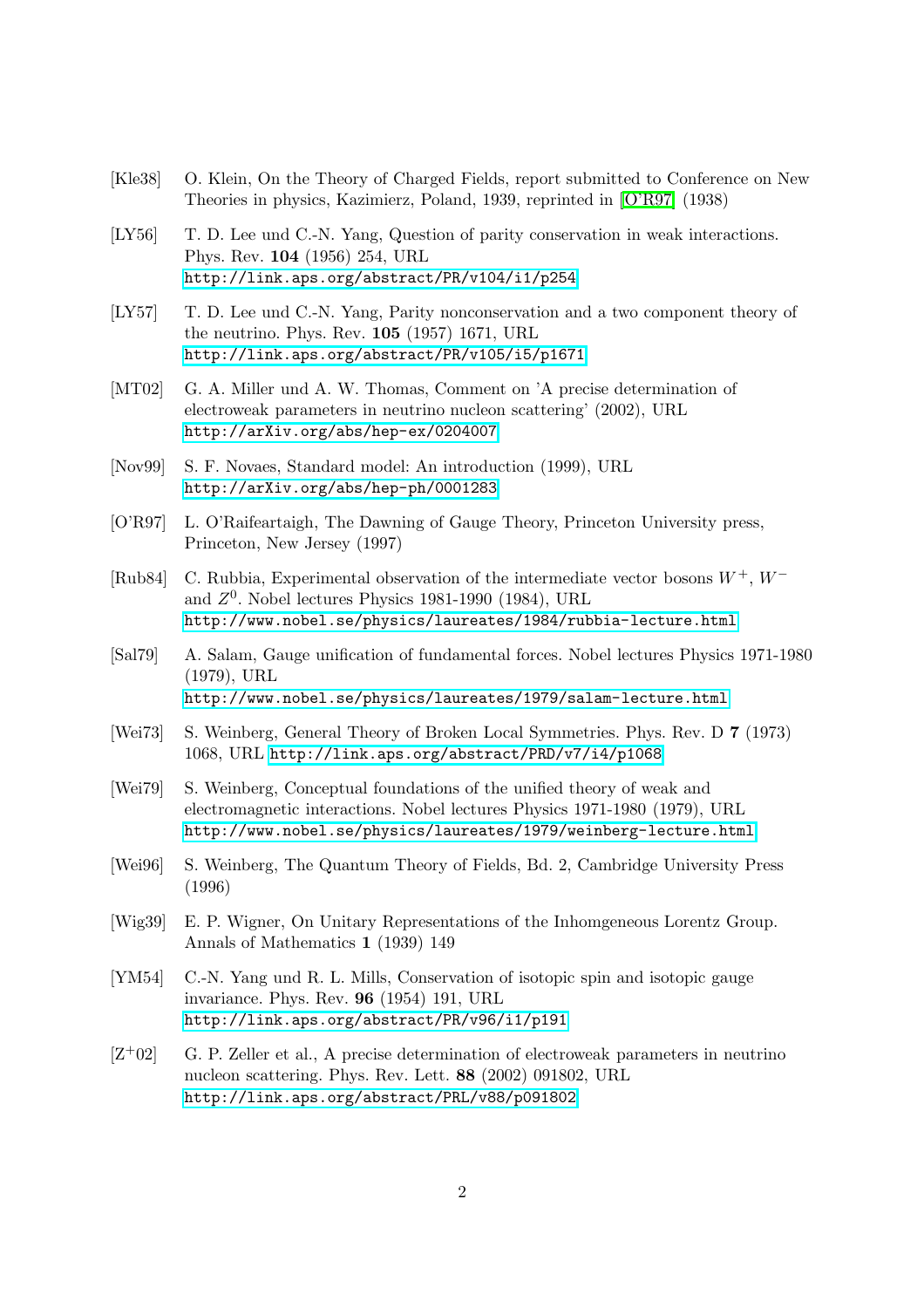[Kle38] O. Klein, On the Theory of Charged Fields, report submitted to Conference on New Theories in physics, Kazimierz, Poland, 1939, reprinted in [O'R97] (1938)

[LY56] T. D. Lee und C.-N. Yang, Question of parity conservation in weak interactions. Phys. Rev. **104** (1956) 254, URL http://link.aps.org/abstract/PR/v104/i1/p254

[LY57] T. D. Lee und C.-N. Yang, Parity nonconservation and a two component theory of the neutrino. Phys. Rev. **105** (1957) 1671, URL http://link.aps.org/abstract/PR/v105/i5/p1671

[MT02] G. A. Miller und A. W. Thomas, Comment on 'A precise determination of electroweak parameters in neutrino nucleon scattering' (2002), URL http://arXiv.org/abs/hep-ex/0204007

[Nov99] S. F. Novaes, Standard model: An introduction (1999), URL http://arXiv.org/abs/hep-ph/0001283

[O'R97] L. O'Raifeartaigh, The Dawning of Gauge Theory, Princeton University press, Princeton, New Jersey (1997)

[Rub84] C. Rubbia, Experimental observation of the intermediate vector bosons $W^+$, $W^-$ and $Z^0$. Nobel lectures Physics 1981-1990 (1984), URL http://www.nobel.se/physics/laureates/1984/rubbia-lecture.html

[Sal79] A. Salam, Gauge unification of fundamental forces. Nobel lectures Physics 1971-1980 (1979), URL http://www.nobel.se/physics/laureates/1979/salam-lecture.html

[Wei73] S. Weinberg, General Theory of Broken Local Symmetries. Phys. Rev. D **7** (1973) 1068, URL http://link.aps.org/abstract/PRD/v7/i4/p1068

[Wei79] S. Weinberg, Conceptual foundations of the unified theory of weak and electromagnetic interactions. Nobel lectures Physics 1971-1980 (1979), URL http://www.nobel.se/physics/laureates/1979/weinberg-lecture.html

[Wei96] S. Weinberg, The Quantum Theory of Fields, Bd. 2, Cambridge University Press (1996)

[Wig39] E. P. Wigner, On Unitary Representations of the Inhomgeneous Lorentz Group. Annals of Mathematics **1** (1939) 149

[YM54] C.-N. Yang und R. L. Mills, Conservation of isotopic spin and isotopic gauge invariance. Phys. Rev. **96** (1954) 191, URL http://link.aps.org/abstract/PR/v96/i1/p191

[$Z^+02$] G. P. Zeller et al., A precise determination of electroweak parameters in neutrino nucleon scattering. Phys. Rev. Lett. **88** (2002) 091802, URL http://link.aps.org/abstract/PRL/v88/p091802